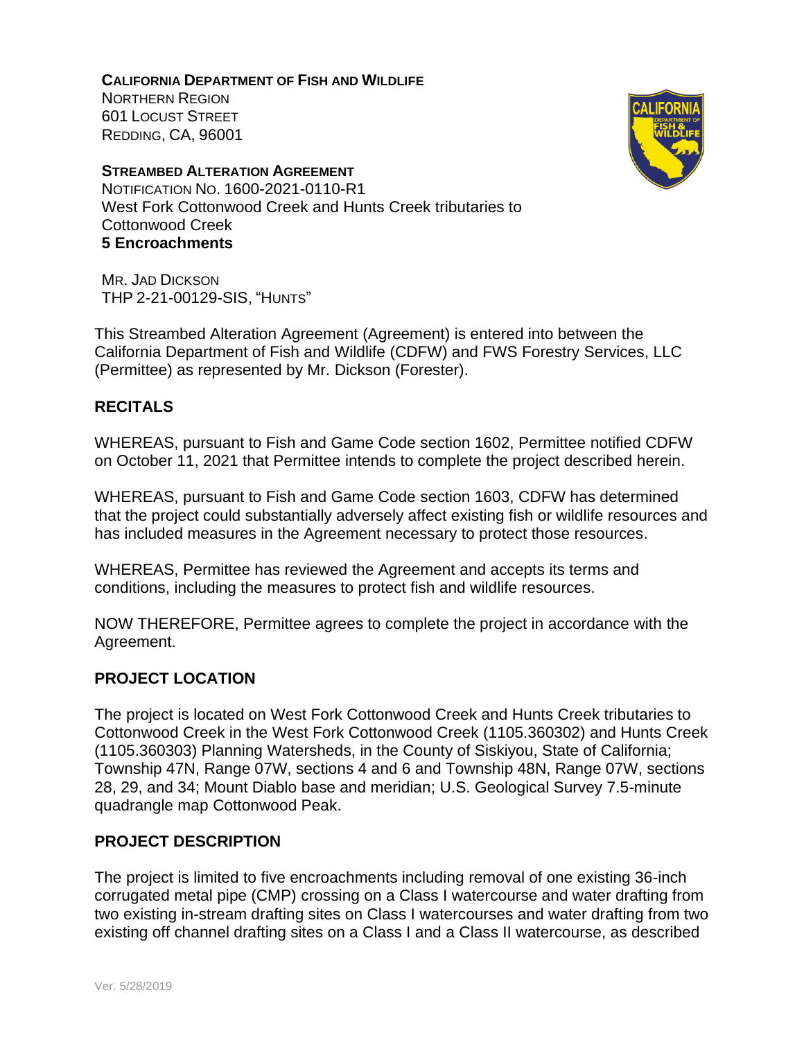**CALIFORNIA DEPARTMENT OF FISH AND WILDLIFE**
NORTHERN REGION
601 LOCUST STREET
REDDING, CA, 96001

**STREAMBED ALTERATION AGREEMENT**
NOTIFICATION NO. 1600-2021-0110-R1
West Fork Cottonwood Creek and Hunts Creek tributaries to Cottonwood Creek
**5 Encroachments**

MR. JAD DICKSON
THP 2-21-00129-SIS, "HUNTS"

This Streambed Alteration Agreement (Agreement) is entered into between the California Department of Fish and Wildlife (CDFW) and FWS Forestry Services, LLC (Permittee) as represented by Mr. Dickson (Forester).

## RECITALS

WHEREAS, pursuant to Fish and Game Code section 1602, Permittee notified CDFW on October 11, 2021 that Permittee intends to complete the project described herein.

WHEREAS, pursuant to Fish and Game Code section 1603, CDFW has determined that the project could substantially adversely affect existing fish or wildlife resources and has included measures in the Agreement necessary to protect those resources.

WHEREAS, Permittee has reviewed the Agreement and accepts its terms and conditions, including the measures to protect fish and wildlife resources.

NOW THEREFORE, Permittee agrees to complete the project in accordance with the Agreement.

## PROJECT LOCATION

The project is located on West Fork Cottonwood Creek and Hunts Creek tributaries to Cottonwood Creek in the West Fork Cottonwood Creek (1105.360302) and Hunts Creek (1105.360303) Planning Watersheds, in the County of Siskiyou, State of California; Township 47N, Range 07W, sections 4 and 6 and Township 48N, Range 07W, sections 28, 29, and 34; Mount Diablo base and meridian; U.S. Geological Survey 7.5-minute quadrangle map Cottonwood Peak.

## PROJECT DESCRIPTION

The project is limited to five encroachments including removal of one existing 36-inch corrugated metal pipe (CMP) crossing on a Class I watercourse and water drafting from two existing in-stream drafting sites on Class I watercourses and water drafting from two existing off channel drafting sites on a Class I and a Class II watercourse, as described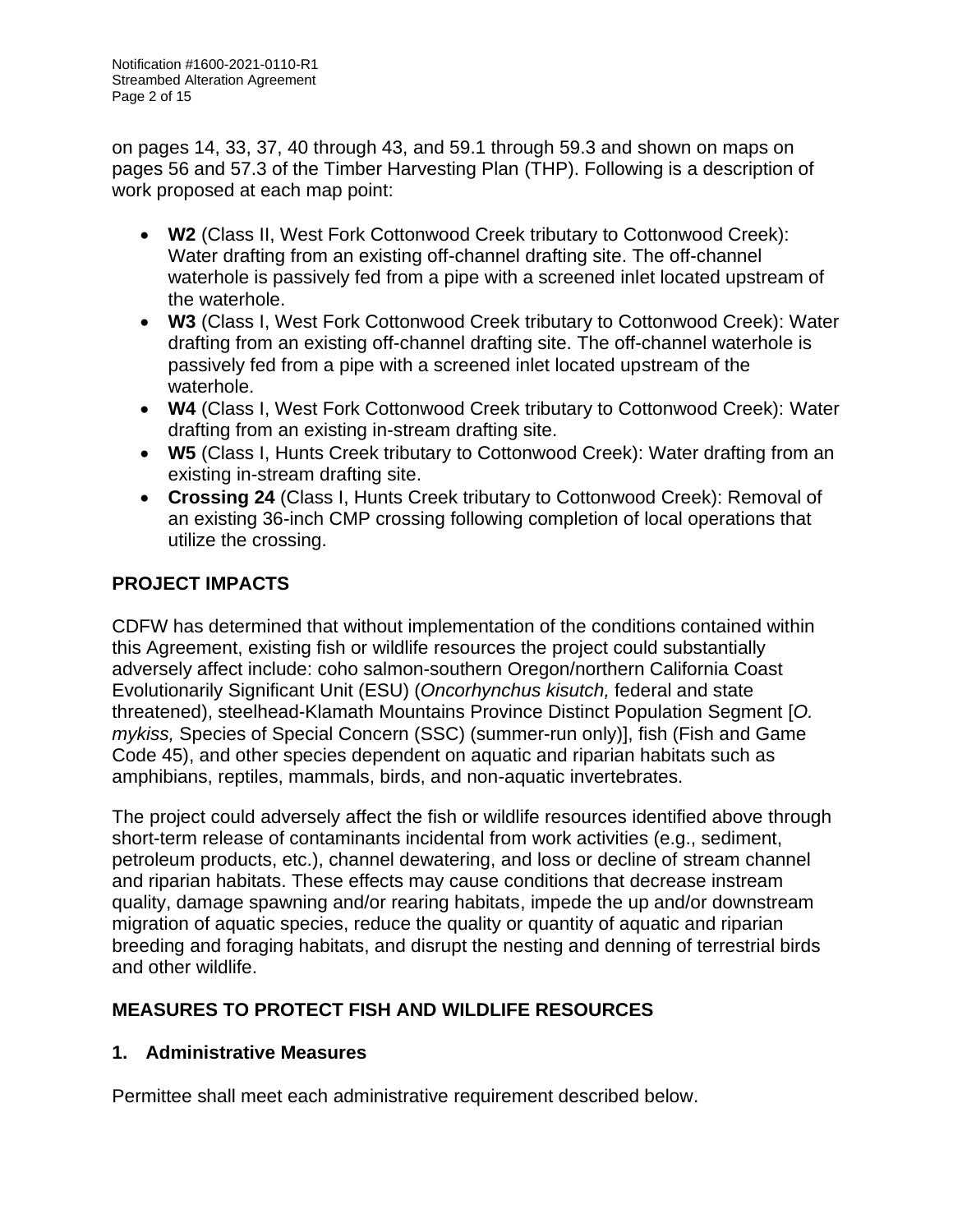on pages 14, 33, 37, 40 through 43, and 59.1 through 59.3 and shown on maps on pages 56 and 57.3 of the Timber Harvesting Plan (THP). Following is a description of work proposed at each map point:

- **W2** (Class II, West Fork Cottonwood Creek tributary to Cottonwood Creek): Water drafting from an existing off-channel drafting site. The off-channel waterhole is passively fed from a pipe with a screened inlet located upstream of the waterhole.
- **W3** (Class I, West Fork Cottonwood Creek tributary to Cottonwood Creek): Water drafting from an existing off-channel drafting site. The off-channel waterhole is passively fed from a pipe with a screened inlet located upstream of the waterhole.
- **W4** (Class I, West Fork Cottonwood Creek tributary to Cottonwood Creek): Water drafting from an existing in-stream drafting site.
- **W5** (Class I, Hunts Creek tributary to Cottonwood Creek): Water drafting from an existing in-stream drafting site.
- **Crossing 24** (Class I, Hunts Creek tributary to Cottonwood Creek): Removal of an existing 36-inch CMP crossing following completion of local operations that utilize the crossing.

## PROJECT IMPACTS

CDFW has determined that without implementation of the conditions contained within this Agreement, existing fish or wildlife resources the project could substantially adversely affect include: coho salmon-southern Oregon/northern California Coast Evolutionarily Significant Unit (ESU) (*Oncorhynchus kisutch,* federal and state threatened), steelhead-Klamath Mountains Province Distinct Population Segment [*O. mykiss,* Species of Special Concern (SSC) (summer-run only)], fish (Fish and Game Code 45), and other species dependent on aquatic and riparian habitats such as amphibians, reptiles, mammals, birds, and non-aquatic invertebrates.

The project could adversely affect the fish or wildlife resources identified above through short-term release of contaminants incidental from work activities (e.g., sediment, petroleum products, etc.), channel dewatering, and loss or decline of stream channel and riparian habitats. These effects may cause conditions that decrease instream quality, damage spawning and/or rearing habitats, impede the up and/or downstream migration of aquatic species, reduce the quality or quantity of aquatic and riparian breeding and foraging habitats, and disrupt the nesting and denning of terrestrial birds and other wildlife.

## MEASURES TO PROTECT FISH AND WILDLIFE RESOURCES

### 1. Administrative Measures

Permittee shall meet each administrative requirement described below.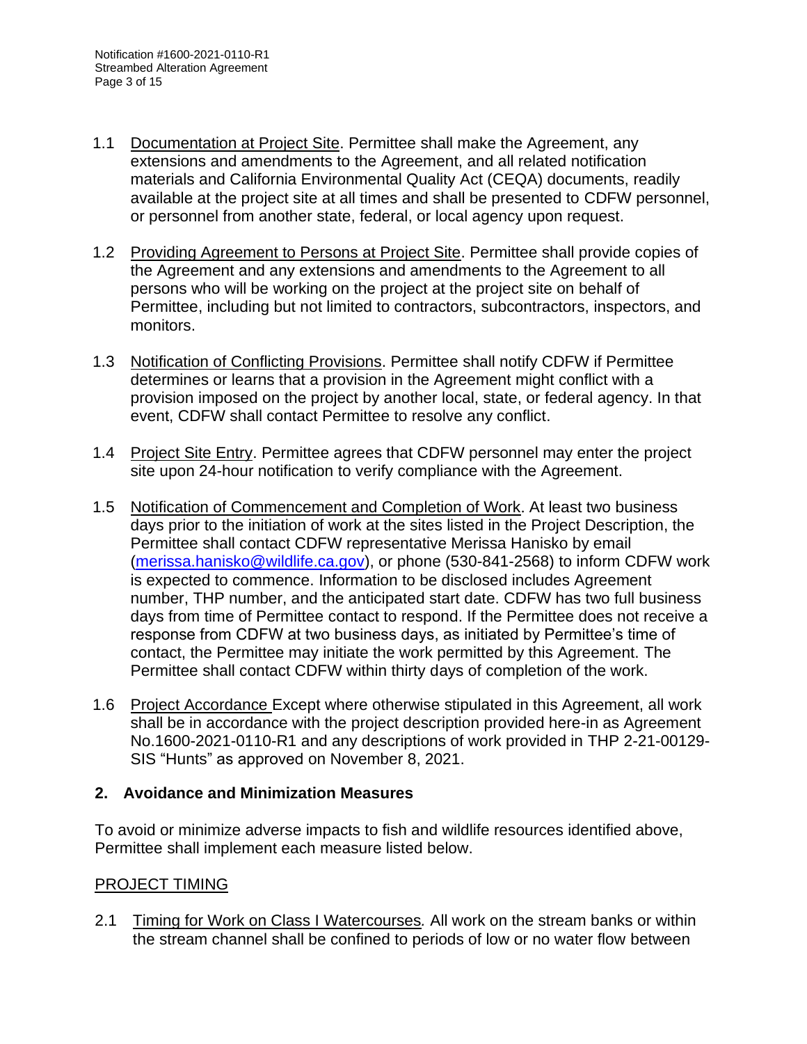1.1 Documentation at Project Site. Permittee shall make the Agreement, any extensions and amendments to the Agreement, and all related notification materials and California Environmental Quality Act (CEQA) documents, readily available at the project site at all times and shall be presented to CDFW personnel, or personnel from another state, federal, or local agency upon request.

1.2 Providing Agreement to Persons at Project Site. Permittee shall provide copies of the Agreement and any extensions and amendments to the Agreement to all persons who will be working on the project at the project site on behalf of Permittee, including but not limited to contractors, subcontractors, inspectors, and monitors.

1.3 Notification of Conflicting Provisions. Permittee shall notify CDFW if Permittee determines or learns that a provision in the Agreement might conflict with a provision imposed on the project by another local, state, or federal agency. In that event, CDFW shall contact Permittee to resolve any conflict.

1.4 Project Site Entry. Permittee agrees that CDFW personnel may enter the project site upon 24-hour notification to verify compliance with the Agreement.

1.5 Notification of Commencement and Completion of Work. At least two business days prior to the initiation of work at the sites listed in the Project Description, the Permittee shall contact CDFW representative Merissa Hanisko by email (merissa.hanisko@wildlife.ca.gov), or phone (530-841-2568) to inform CDFW work is expected to commence. Information to be disclosed includes Agreement number, THP number, and the anticipated start date. CDFW has two full business days from time of Permittee contact to respond. If the Permittee does not receive a response from CDFW at two business days, as initiated by Permittee's time of contact, the Permittee may initiate the work permitted by this Agreement. The Permittee shall contact CDFW within thirty days of completion of the work.

1.6 Project Accordance Except where otherwise stipulated in this Agreement, all work shall be in accordance with the project description provided here-in as Agreement No.1600-2021-0110-R1 and any descriptions of work provided in THP 2-21-00129-SIS "Hunts" as approved on November 8, 2021.

## 2. Avoidance and Minimization Measures

To avoid or minimize adverse impacts to fish and wildlife resources identified above, Permittee shall implement each measure listed below.

PROJECT TIMING

2.1 Timing for Work on Class I Watercourses*.* All work on the stream banks or within the stream channel shall be confined to periods of low or no water flow between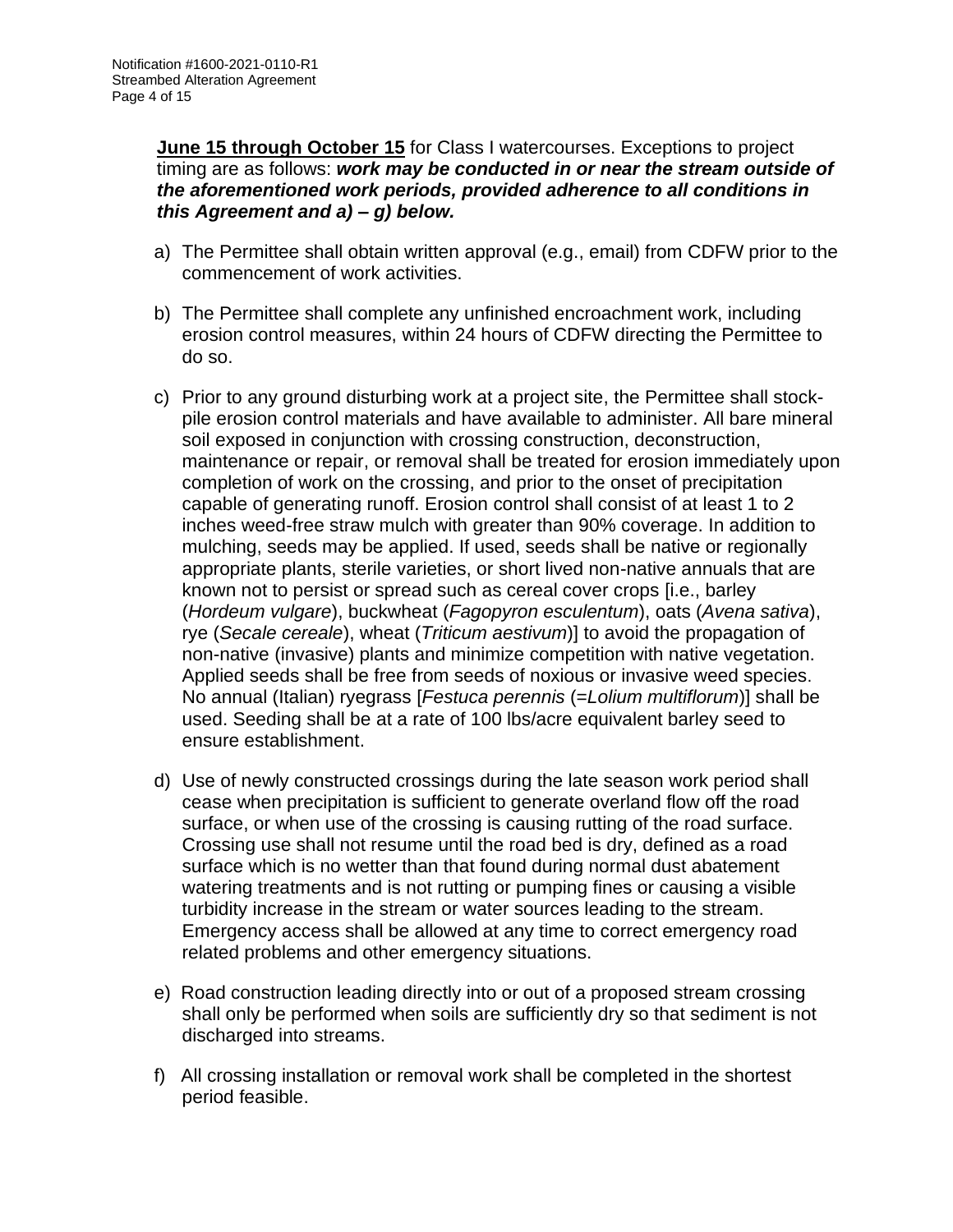**June 15 through October 15** for Class I watercourses. Exceptions to project timing are as follows: ***work may be conducted in or near the stream outside of the aforementioned work periods, provided adherence to all conditions in this Agreement and a) – g) below.***

a) The Permittee shall obtain written approval (e.g., email) from CDFW prior to the commencement of work activities.

b) The Permittee shall complete any unfinished encroachment work, including erosion control measures, within 24 hours of CDFW directing the Permittee to do so.

c) Prior to any ground disturbing work at a project site, the Permittee shall stock-pile erosion control materials and have available to administer. All bare mineral soil exposed in conjunction with crossing construction, deconstruction, maintenance or repair, or removal shall be treated for erosion immediately upon completion of work on the crossing, and prior to the onset of precipitation capable of generating runoff. Erosion control shall consist of at least 1 to 2 inches weed-free straw mulch with greater than 90% coverage. In addition to mulching, seeds may be applied. If used, seeds shall be native or regionally appropriate plants, sterile varieties, or short lived non-native annuals that are known not to persist or spread such as cereal cover crops [i.e., barley (*Hordeum vulgare*), buckwheat (*Fagopyron esculentum*), oats (*Avena sativa*), rye (*Secale cereale*), wheat (*Triticum aestivum*)] to avoid the propagation of non-native (invasive) plants and minimize competition with native vegetation. Applied seeds shall be free from seeds of noxious or invasive weed species. No annual (Italian) ryegrass [*Festuca perennis* (=*Lolium multiflorum*)] shall be used. Seeding shall be at a rate of 100 lbs/acre equivalent barley seed to ensure establishment.

d) Use of newly constructed crossings during the late season work period shall cease when precipitation is sufficient to generate overland flow off the road surface, or when use of the crossing is causing rutting of the road surface. Crossing use shall not resume until the road bed is dry, defined as a road surface which is no wetter than that found during normal dust abatement watering treatments and is not rutting or pumping fines or causing a visible turbidity increase in the stream or water sources leading to the stream. Emergency access shall be allowed at any time to correct emergency road related problems and other emergency situations.

e) Road construction leading directly into or out of a proposed stream crossing shall only be performed when soils are sufficiently dry so that sediment is not discharged into streams.

f) All crossing installation or removal work shall be completed in the shortest period feasible.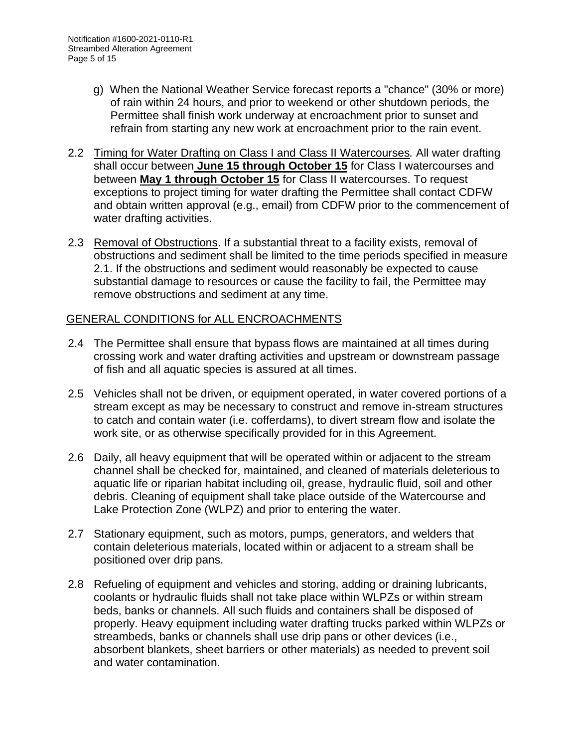g) When the National Weather Service forecast reports a "chance" (30% or more) of rain within 24 hours, and prior to weekend or other shutdown periods, the Permittee shall finish work underway at encroachment prior to sunset and refrain from starting any new work at encroachment prior to the rain event.

2.2 Timing for Water Drafting on Class I and Class II Watercourses. All water drafting shall occur between **June 15 through October 15** for Class I watercourses and between **May 1 through October 15** for Class II watercourses. To request exceptions to project timing for water drafting the Permittee shall contact CDFW and obtain written approval (e.g., email) from CDFW prior to the commencement of water drafting activities.

2.3 Removal of Obstructions. If a substantial threat to a facility exists, removal of obstructions and sediment shall be limited to the time periods specified in measure 2.1. If the obstructions and sediment would reasonably be expected to cause substantial damage to resources or cause the facility to fail, the Permittee may remove obstructions and sediment at any time.

GENERAL CONDITIONS for ALL ENCROACHMENTS

2.4 The Permittee shall ensure that bypass flows are maintained at all times during crossing work and water drafting activities and upstream or downstream passage of fish and all aquatic species is assured at all times.

2.5 Vehicles shall not be driven, or equipment operated, in water covered portions of a stream except as may be necessary to construct and remove in-stream structures to catch and contain water (i.e. cofferdams), to divert stream flow and isolate the work site, or as otherwise specifically provided for in this Agreement.

2.6 Daily, all heavy equipment that will be operated within or adjacent to the stream channel shall be checked for, maintained, and cleaned of materials deleterious to aquatic life or riparian habitat including oil, grease, hydraulic fluid, soil and other debris. Cleaning of equipment shall take place outside of the Watercourse and Lake Protection Zone (WLPZ) and prior to entering the water.

2.7 Stationary equipment, such as motors, pumps, generators, and welders that contain deleterious materials, located within or adjacent to a stream shall be positioned over drip pans.

2.8 Refueling of equipment and vehicles and storing, adding or draining lubricants, coolants or hydraulic fluids shall not take place within WLPZs or within stream beds, banks or channels. All such fluids and containers shall be disposed of properly. Heavy equipment including water drafting trucks parked within WLPZs or streambeds, banks or channels shall use drip pans or other devices (i.e., absorbent blankets, sheet barriers or other materials) as needed to prevent soil and water contamination.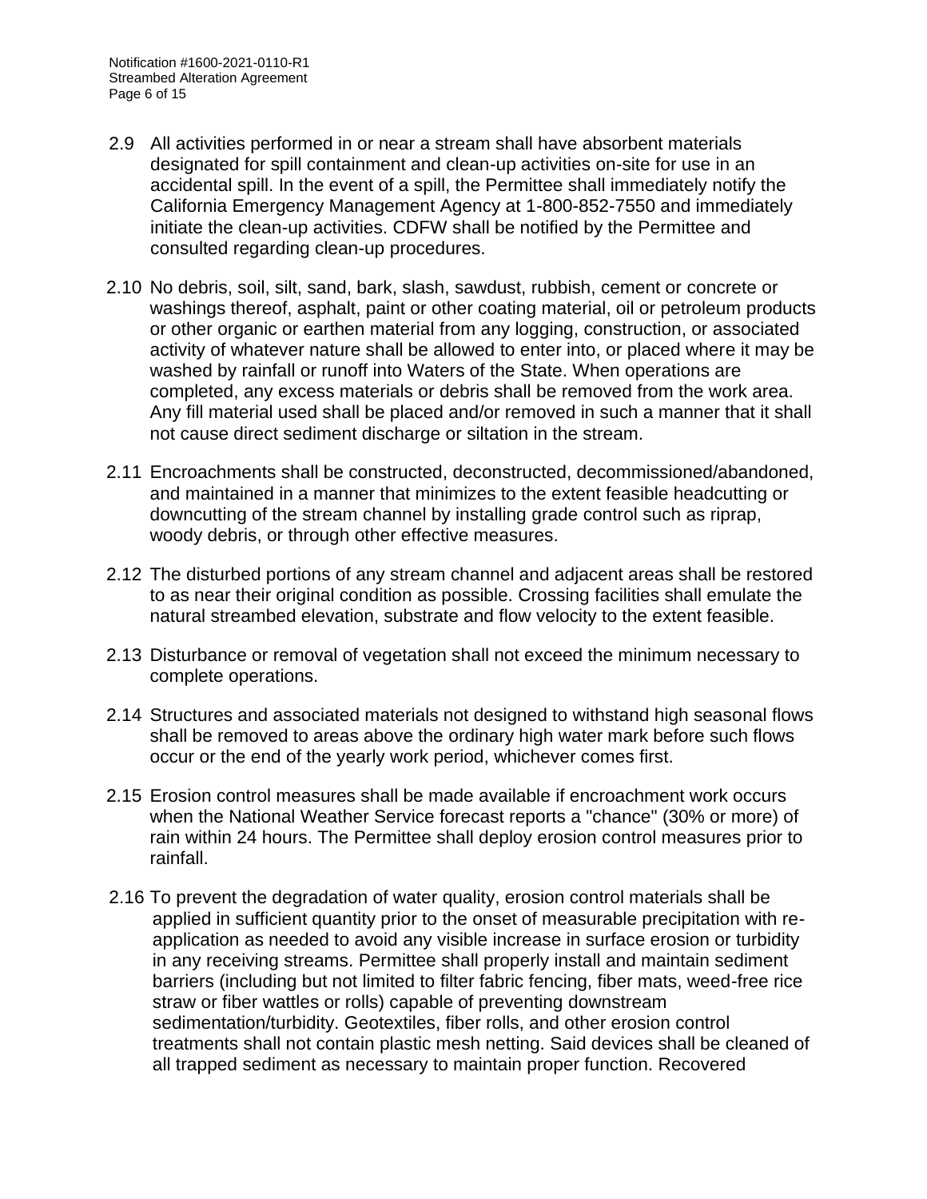2.9 All activities performed in or near a stream shall have absorbent materials designated for spill containment and clean-up activities on-site for use in an accidental spill. In the event of a spill, the Permittee shall immediately notify the California Emergency Management Agency at 1-800-852-7550 and immediately initiate the clean-up activities. CDFW shall be notified by the Permittee and consulted regarding clean-up procedures.

2.10 No debris, soil, silt, sand, bark, slash, sawdust, rubbish, cement or concrete or washings thereof, asphalt, paint or other coating material, oil or petroleum products or other organic or earthen material from any logging, construction, or associated activity of whatever nature shall be allowed to enter into, or placed where it may be washed by rainfall or runoff into Waters of the State. When operations are completed, any excess materials or debris shall be removed from the work area. Any fill material used shall be placed and/or removed in such a manner that it shall not cause direct sediment discharge or siltation in the stream.

2.11 Encroachments shall be constructed, deconstructed, decommissioned/abandoned, and maintained in a manner that minimizes to the extent feasible headcutting or downcutting of the stream channel by installing grade control such as riprap, woody debris, or through other effective measures.

2.12 The disturbed portions of any stream channel and adjacent areas shall be restored to as near their original condition as possible. Crossing facilities shall emulate the natural streambed elevation, substrate and flow velocity to the extent feasible.

2.13 Disturbance or removal of vegetation shall not exceed the minimum necessary to complete operations.

2.14 Structures and associated materials not designed to withstand high seasonal flows shall be removed to areas above the ordinary high water mark before such flows occur or the end of the yearly work period, whichever comes first.

2.15 Erosion control measures shall be made available if encroachment work occurs when the National Weather Service forecast reports a "chance" (30% or more) of rain within 24 hours. The Permittee shall deploy erosion control measures prior to rainfall.

2.16 To prevent the degradation of water quality, erosion control materials shall be applied in sufficient quantity prior to the onset of measurable precipitation with re-application as needed to avoid any visible increase in surface erosion or turbidity in any receiving streams. Permittee shall properly install and maintain sediment barriers (including but not limited to filter fabric fencing, fiber mats, weed-free rice straw or fiber wattles or rolls) capable of preventing downstream sedimentation/turbidity. Geotextiles, fiber rolls, and other erosion control treatments shall not contain plastic mesh netting. Said devices shall be cleaned of all trapped sediment as necessary to maintain proper function. Recovered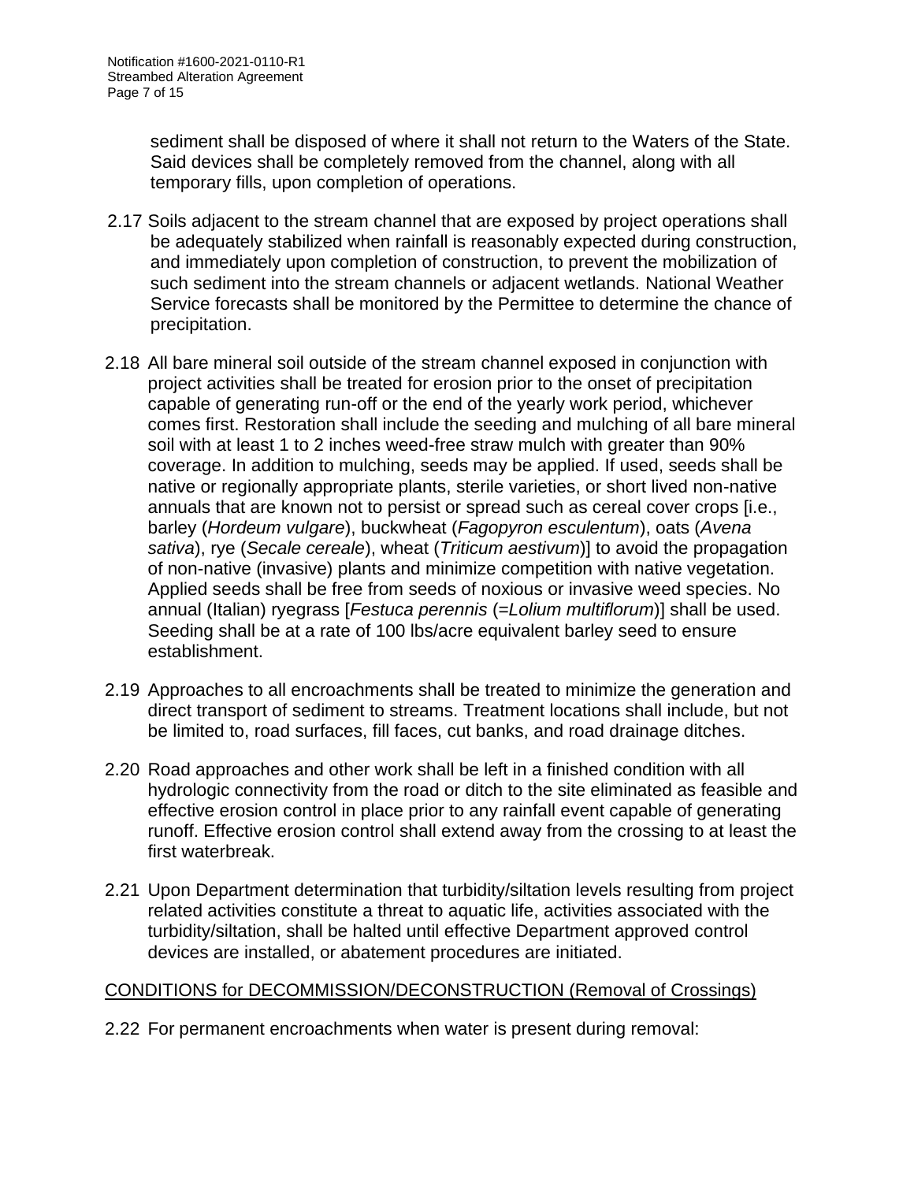sediment shall be disposed of where it shall not return to the Waters of the State. Said devices shall be completely removed from the channel, along with all temporary fills, upon completion of operations.

2.17 Soils adjacent to the stream channel that are exposed by project operations shall be adequately stabilized when rainfall is reasonably expected during construction, and immediately upon completion of construction, to prevent the mobilization of such sediment into the stream channels or adjacent wetlands. National Weather Service forecasts shall be monitored by the Permittee to determine the chance of precipitation.

2.18 All bare mineral soil outside of the stream channel exposed in conjunction with project activities shall be treated for erosion prior to the onset of precipitation capable of generating run-off or the end of the yearly work period, whichever comes first. Restoration shall include the seeding and mulching of all bare mineral soil with at least 1 to 2 inches weed-free straw mulch with greater than 90% coverage. In addition to mulching, seeds may be applied. If used, seeds shall be native or regionally appropriate plants, sterile varieties, or short lived non-native annuals that are known not to persist or spread such as cereal cover crops [i.e., barley (*Hordeum vulgare*), buckwheat (*Fagopyron esculentum*), oats (*Avena sativa*), rye (*Secale cereale*), wheat (*Triticum aestivum*)] to avoid the propagation of non-native (invasive) plants and minimize competition with native vegetation. Applied seeds shall be free from seeds of noxious or invasive weed species. No annual (Italian) ryegrass [*Festuca perennis* (=*Lolium multiflorum*)] shall be used. Seeding shall be at a rate of 100 lbs/acre equivalent barley seed to ensure establishment.

2.19 Approaches to all encroachments shall be treated to minimize the generation and direct transport of sediment to streams. Treatment locations shall include, but not be limited to, road surfaces, fill faces, cut banks, and road drainage ditches.

2.20 Road approaches and other work shall be left in a finished condition with all hydrologic connectivity from the road or ditch to the site eliminated as feasible and effective erosion control in place prior to any rainfall event capable of generating runoff. Effective erosion control shall extend away from the crossing to at least the first waterbreak.

2.21 Upon Department determination that turbidity/siltation levels resulting from project related activities constitute a threat to aquatic life, activities associated with the turbidity/siltation, shall be halted until effective Department approved control devices are installed, or abatement procedures are initiated.

CONDITIONS for DECOMMISSION/DECONSTRUCTION (Removal of Crossings)

2.22 For permanent encroachments when water is present during removal: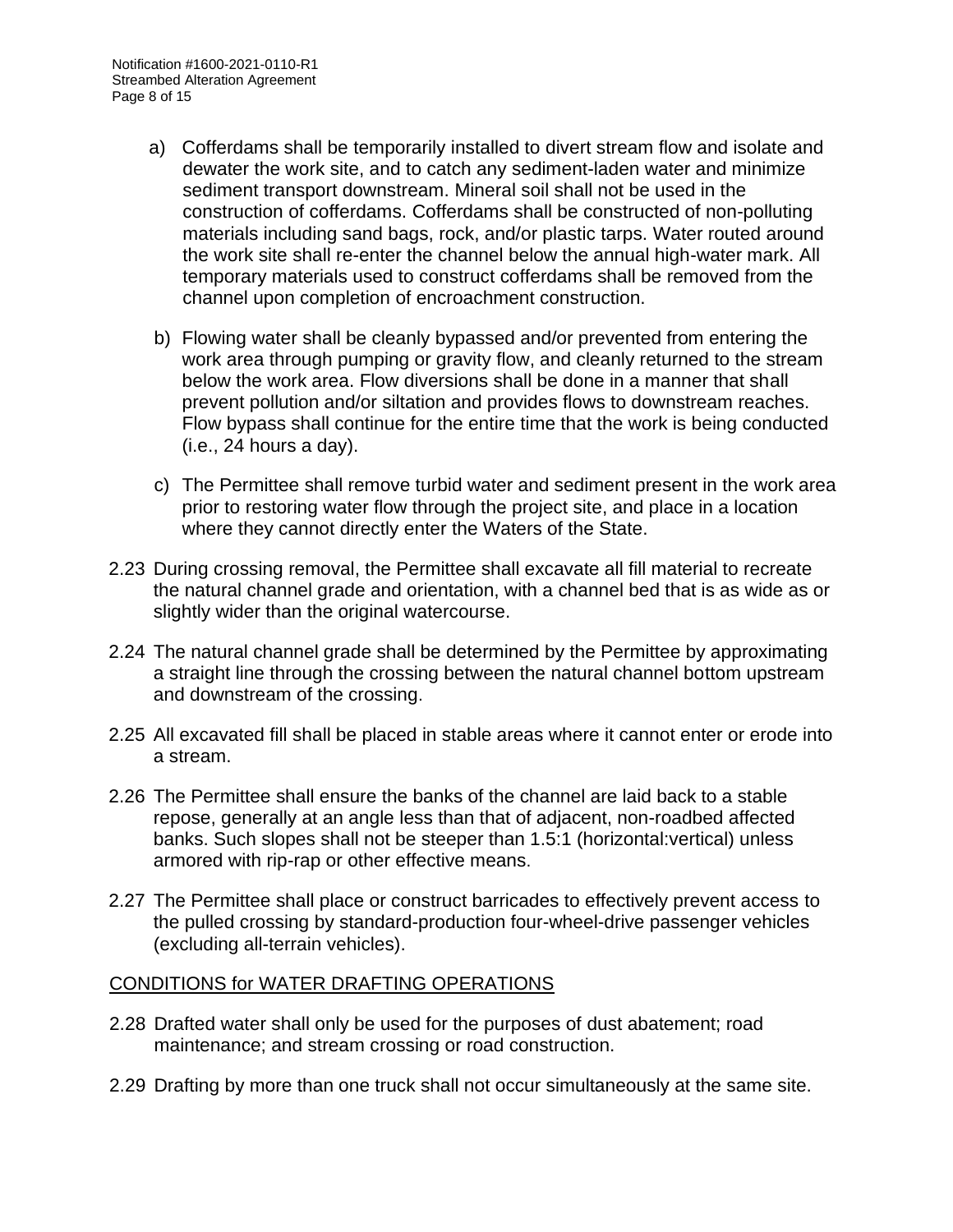a) Cofferdams shall be temporarily installed to divert stream flow and isolate and dewater the work site, and to catch any sediment-laden water and minimize sediment transport downstream. Mineral soil shall not be used in the construction of cofferdams. Cofferdams shall be constructed of non-polluting materials including sand bags, rock, and/or plastic tarps. Water routed around the work site shall re-enter the channel below the annual high-water mark. All temporary materials used to construct cofferdams shall be removed from the channel upon completion of encroachment construction.

b) Flowing water shall be cleanly bypassed and/or prevented from entering the work area through pumping or gravity flow, and cleanly returned to the stream below the work area. Flow diversions shall be done in a manner that shall prevent pollution and/or siltation and provides flows to downstream reaches. Flow bypass shall continue for the entire time that the work is being conducted (i.e., 24 hours a day).

c) The Permittee shall remove turbid water and sediment present in the work area prior to restoring water flow through the project site, and place in a location where they cannot directly enter the Waters of the State.

2.23 During crossing removal, the Permittee shall excavate all fill material to recreate the natural channel grade and orientation, with a channel bed that is as wide as or slightly wider than the original watercourse.

2.24 The natural channel grade shall be determined by the Permittee by approximating a straight line through the crossing between the natural channel bottom upstream and downstream of the crossing.

2.25 All excavated fill shall be placed in stable areas where it cannot enter or erode into a stream.

2.26 The Permittee shall ensure the banks of the channel are laid back to a stable repose, generally at an angle less than that of adjacent, non-roadbed affected banks. Such slopes shall not be steeper than 1.5:1 (horizontal:vertical) unless armored with rip-rap or other effective means.

2.27 The Permittee shall place or construct barricades to effectively prevent access to the pulled crossing by standard-production four-wheel-drive passenger vehicles (excluding all-terrain vehicles).

CONDITIONS for WATER DRAFTING OPERATIONS

2.28 Drafted water shall only be used for the purposes of dust abatement; road maintenance; and stream crossing or road construction.

2.29 Drafting by more than one truck shall not occur simultaneously at the same site.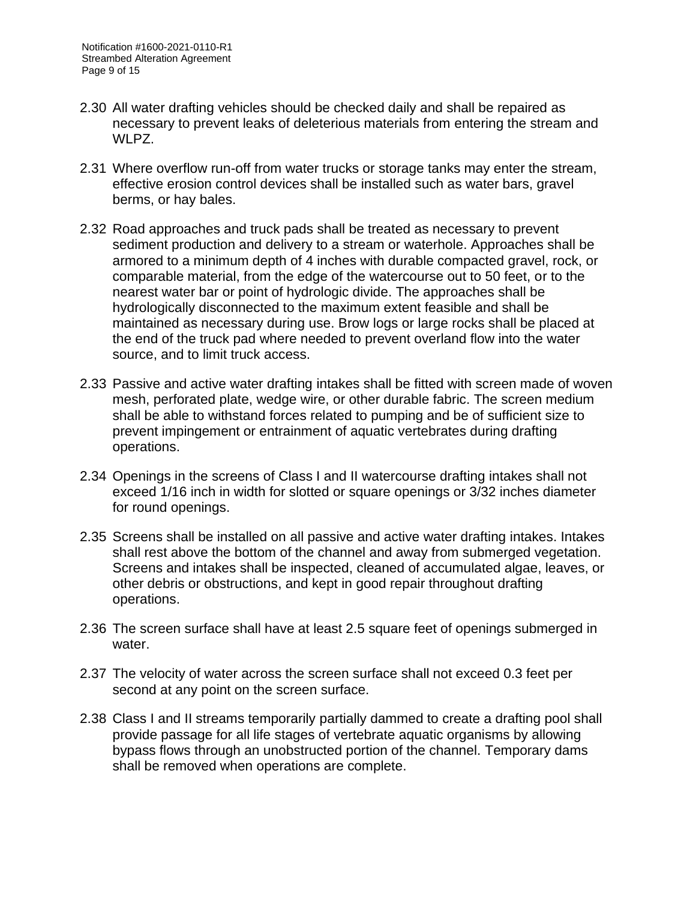2.30 All water drafting vehicles should be checked daily and shall be repaired as necessary to prevent leaks of deleterious materials from entering the stream and WLPZ.

2.31 Where overflow run-off from water trucks or storage tanks may enter the stream, effective erosion control devices shall be installed such as water bars, gravel berms, or hay bales.

2.32 Road approaches and truck pads shall be treated as necessary to prevent sediment production and delivery to a stream or waterhole. Approaches shall be armored to a minimum depth of 4 inches with durable compacted gravel, rock, or comparable material, from the edge of the watercourse out to 50 feet, or to the nearest water bar or point of hydrologic divide. The approaches shall be hydrologically disconnected to the maximum extent feasible and shall be maintained as necessary during use. Brow logs or large rocks shall be placed at the end of the truck pad where needed to prevent overland flow into the water source, and to limit truck access.

2.33 Passive and active water drafting intakes shall be fitted with screen made of woven mesh, perforated plate, wedge wire, or other durable fabric. The screen medium shall be able to withstand forces related to pumping and be of sufficient size to prevent impingement or entrainment of aquatic vertebrates during drafting operations.

2.34 Openings in the screens of Class I and II watercourse drafting intakes shall not exceed 1/16 inch in width for slotted or square openings or 3/32 inches diameter for round openings.

2.35 Screens shall be installed on all passive and active water drafting intakes. Intakes shall rest above the bottom of the channel and away from submerged vegetation. Screens and intakes shall be inspected, cleaned of accumulated algae, leaves, or other debris or obstructions, and kept in good repair throughout drafting operations.

2.36 The screen surface shall have at least 2.5 square feet of openings submerged in water.

2.37 The velocity of water across the screen surface shall not exceed 0.3 feet per second at any point on the screen surface.

2.38 Class I and II streams temporarily partially dammed to create a drafting pool shall provide passage for all life stages of vertebrate aquatic organisms by allowing bypass flows through an unobstructed portion of the channel. Temporary dams shall be removed when operations are complete.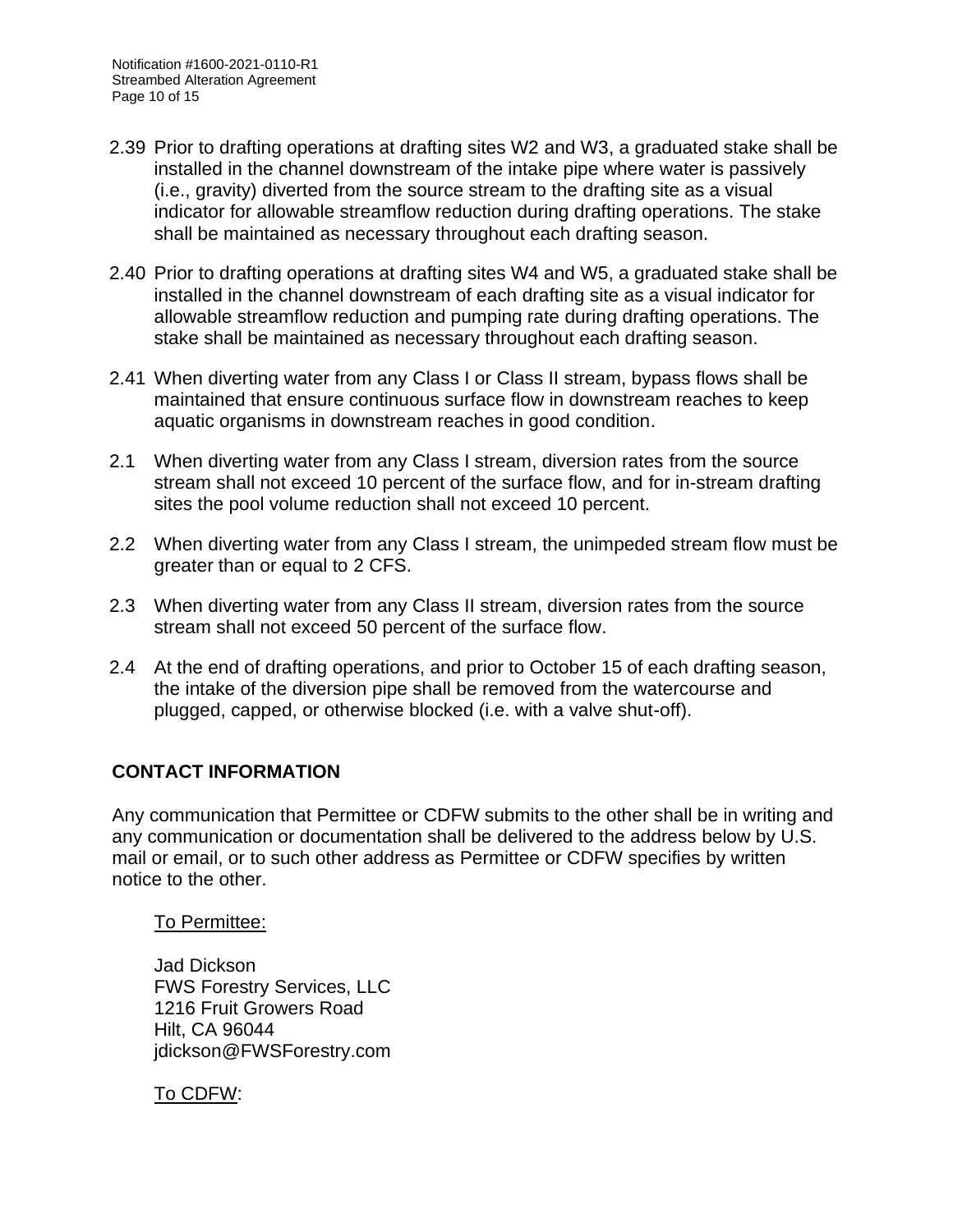2.39 Prior to drafting operations at drafting sites W2 and W3, a graduated stake shall be installed in the channel downstream of the intake pipe where water is passively (i.e., gravity) diverted from the source stream to the drafting site as a visual indicator for allowable streamflow reduction during drafting operations. The stake shall be maintained as necessary throughout each drafting season.

2.40 Prior to drafting operations at drafting sites W4 and W5, a graduated stake shall be installed in the channel downstream of each drafting site as a visual indicator for allowable streamflow reduction and pumping rate during drafting operations. The stake shall be maintained as necessary throughout each drafting season.

2.41 When diverting water from any Class I or Class II stream, bypass flows shall be maintained that ensure continuous surface flow in downstream reaches to keep aquatic organisms in downstream reaches in good condition.

2.1 When diverting water from any Class I stream, diversion rates from the source stream shall not exceed 10 percent of the surface flow, and for in-stream drafting sites the pool volume reduction shall not exceed 10 percent.

2.2 When diverting water from any Class I stream, the unimpeded stream flow must be greater than or equal to 2 CFS.

2.3 When diverting water from any Class II stream, diversion rates from the source stream shall not exceed 50 percent of the surface flow.

2.4 At the end of drafting operations, and prior to October 15 of each drafting season, the intake of the diversion pipe shall be removed from the watercourse and plugged, capped, or otherwise blocked (i.e. with a valve shut-off).

## CONTACT INFORMATION

Any communication that Permittee or CDFW submits to the other shall be in writing and any communication or documentation shall be delivered to the address below by U.S. mail or email, or to such other address as Permittee or CDFW specifies by written notice to the other.

To Permittee:

Jad Dickson
FWS Forestry Services, LLC
1216 Fruit Growers Road
Hilt, CA 96044
jdickson@FWSForestry.com

To CDFW: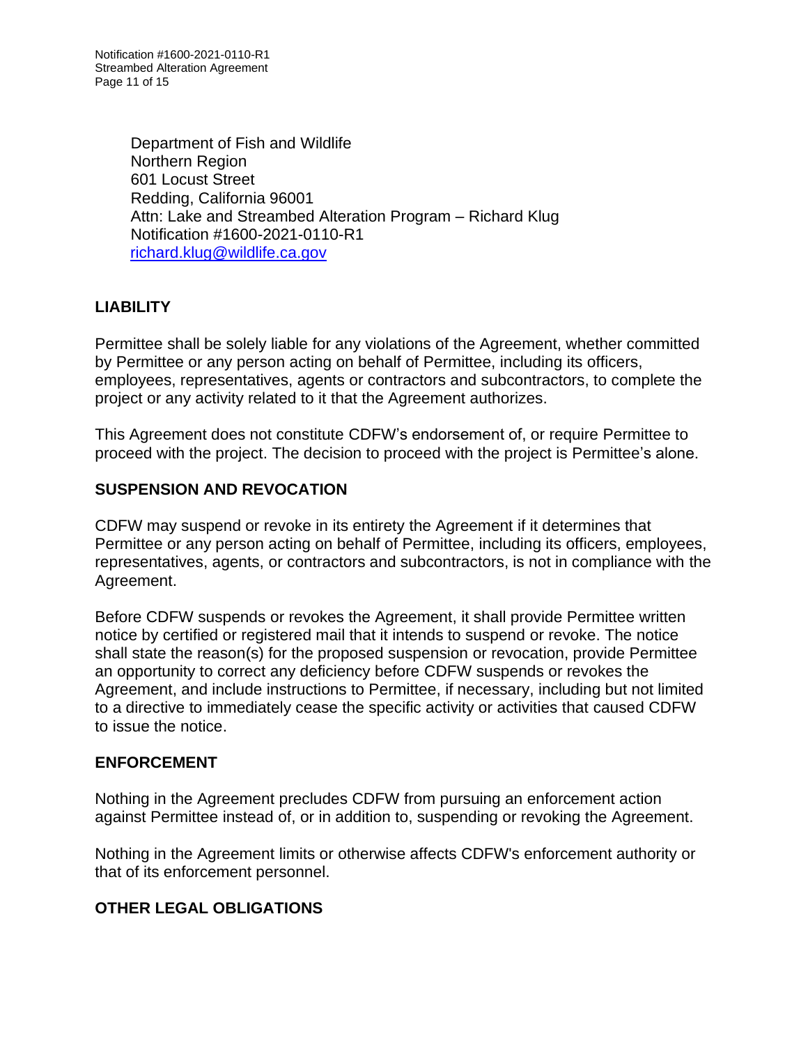Department of Fish and Wildlife
Northern Region
601 Locust Street
Redding, California 96001
Attn: Lake and Streambed Alteration Program – Richard Klug
Notification #1600-2021-0110-R1
richard.klug@wildlife.ca.gov

## LIABILITY

Permittee shall be solely liable for any violations of the Agreement, whether committed by Permittee or any person acting on behalf of Permittee, including its officers, employees, representatives, agents or contractors and subcontractors, to complete the project or any activity related to it that the Agreement authorizes.

This Agreement does not constitute CDFW's endorsement of, or require Permittee to proceed with the project. The decision to proceed with the project is Permittee's alone.

## SUSPENSION AND REVOCATION

CDFW may suspend or revoke in its entirety the Agreement if it determines that Permittee or any person acting on behalf of Permittee, including its officers, employees, representatives, agents, or contractors and subcontractors, is not in compliance with the Agreement.

Before CDFW suspends or revokes the Agreement, it shall provide Permittee written notice by certified or registered mail that it intends to suspend or revoke. The notice shall state the reason(s) for the proposed suspension or revocation, provide Permittee an opportunity to correct any deficiency before CDFW suspends or revokes the Agreement, and include instructions to Permittee, if necessary, including but not limited to a directive to immediately cease the specific activity or activities that caused CDFW to issue the notice.

## ENFORCEMENT

Nothing in the Agreement precludes CDFW from pursuing an enforcement action against Permittee instead of, or in addition to, suspending or revoking the Agreement.

Nothing in the Agreement limits or otherwise affects CDFW's enforcement authority or that of its enforcement personnel.

## OTHER LEGAL OBLIGATIONS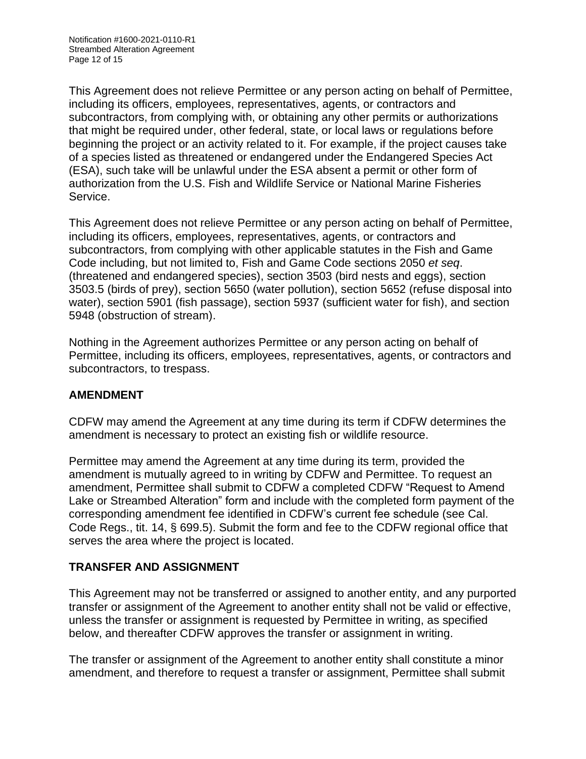This Agreement does not relieve Permittee or any person acting on behalf of Permittee, including its officers, employees, representatives, agents, or contractors and subcontractors, from complying with, or obtaining any other permits or authorizations that might be required under, other federal, state, or local laws or regulations before beginning the project or an activity related to it. For example, if the project causes take of a species listed as threatened or endangered under the Endangered Species Act (ESA), such take will be unlawful under the ESA absent a permit or other form of authorization from the U.S. Fish and Wildlife Service or National Marine Fisheries Service.

This Agreement does not relieve Permittee or any person acting on behalf of Permittee, including its officers, employees, representatives, agents, or contractors and subcontractors, from complying with other applicable statutes in the Fish and Game Code including, but not limited to, Fish and Game Code sections 2050 *et seq*. (threatened and endangered species), section 3503 (bird nests and eggs), section 3503.5 (birds of prey), section 5650 (water pollution), section 5652 (refuse disposal into water), section 5901 (fish passage), section 5937 (sufficient water for fish), and section 5948 (obstruction of stream).

Nothing in the Agreement authorizes Permittee or any person acting on behalf of Permittee, including its officers, employees, representatives, agents, or contractors and subcontractors, to trespass.

## AMENDMENT

CDFW may amend the Agreement at any time during its term if CDFW determines the amendment is necessary to protect an existing fish or wildlife resource.

Permittee may amend the Agreement at any time during its term, provided the amendment is mutually agreed to in writing by CDFW and Permittee. To request an amendment, Permittee shall submit to CDFW a completed CDFW "Request to Amend Lake or Streambed Alteration" form and include with the completed form payment of the corresponding amendment fee identified in CDFW's current fee schedule (see Cal. Code Regs., tit. 14, § 699.5). Submit the form and fee to the CDFW regional office that serves the area where the project is located.

## TRANSFER AND ASSIGNMENT

This Agreement may not be transferred or assigned to another entity, and any purported transfer or assignment of the Agreement to another entity shall not be valid or effective, unless the transfer or assignment is requested by Permittee in writing, as specified below, and thereafter CDFW approves the transfer or assignment in writing.

The transfer or assignment of the Agreement to another entity shall constitute a minor amendment, and therefore to request a transfer or assignment, Permittee shall submit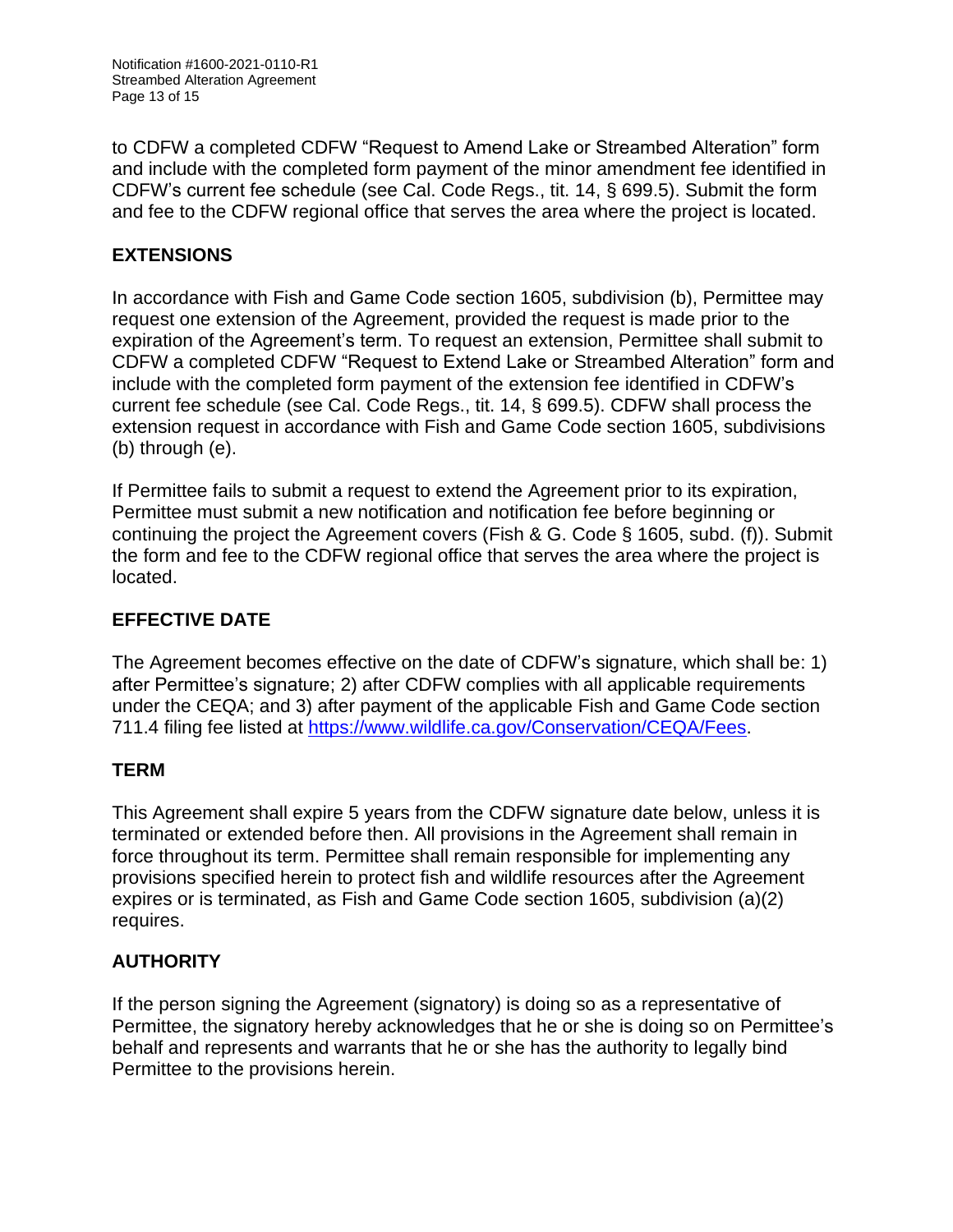to CDFW a completed CDFW "Request to Amend Lake or Streambed Alteration" form and include with the completed form payment of the minor amendment fee identified in CDFW's current fee schedule (see Cal. Code Regs., tit. 14, § 699.5). Submit the form and fee to the CDFW regional office that serves the area where the project is located.

## EXTENSIONS

In accordance with Fish and Game Code section 1605, subdivision (b), Permittee may request one extension of the Agreement, provided the request is made prior to the expiration of the Agreement's term. To request an extension, Permittee shall submit to CDFW a completed CDFW "Request to Extend Lake or Streambed Alteration" form and include with the completed form payment of the extension fee identified in CDFW's current fee schedule (see Cal. Code Regs., tit. 14, § 699.5). CDFW shall process the extension request in accordance with Fish and Game Code section 1605, subdivisions (b) through (e).

If Permittee fails to submit a request to extend the Agreement prior to its expiration, Permittee must submit a new notification and notification fee before beginning or continuing the project the Agreement covers (Fish & G. Code § 1605, subd. (f)). Submit the form and fee to the CDFW regional office that serves the area where the project is located.

## EFFECTIVE DATE

The Agreement becomes effective on the date of CDFW's signature, which shall be: 1) after Permittee's signature; 2) after CDFW complies with all applicable requirements under the CEQA; and 3) after payment of the applicable Fish and Game Code section 711.4 filing fee listed at https://www.wildlife.ca.gov/Conservation/CEQA/Fees.

## TERM

This Agreement shall expire 5 years from the CDFW signature date below, unless it is terminated or extended before then. All provisions in the Agreement shall remain in force throughout its term. Permittee shall remain responsible for implementing any provisions specified herein to protect fish and wildlife resources after the Agreement expires or is terminated, as Fish and Game Code section 1605, subdivision (a)(2) requires.

## AUTHORITY

If the person signing the Agreement (signatory) is doing so as a representative of Permittee, the signatory hereby acknowledges that he or she is doing so on Permittee's behalf and represents and warrants that he or she has the authority to legally bind Permittee to the provisions herein.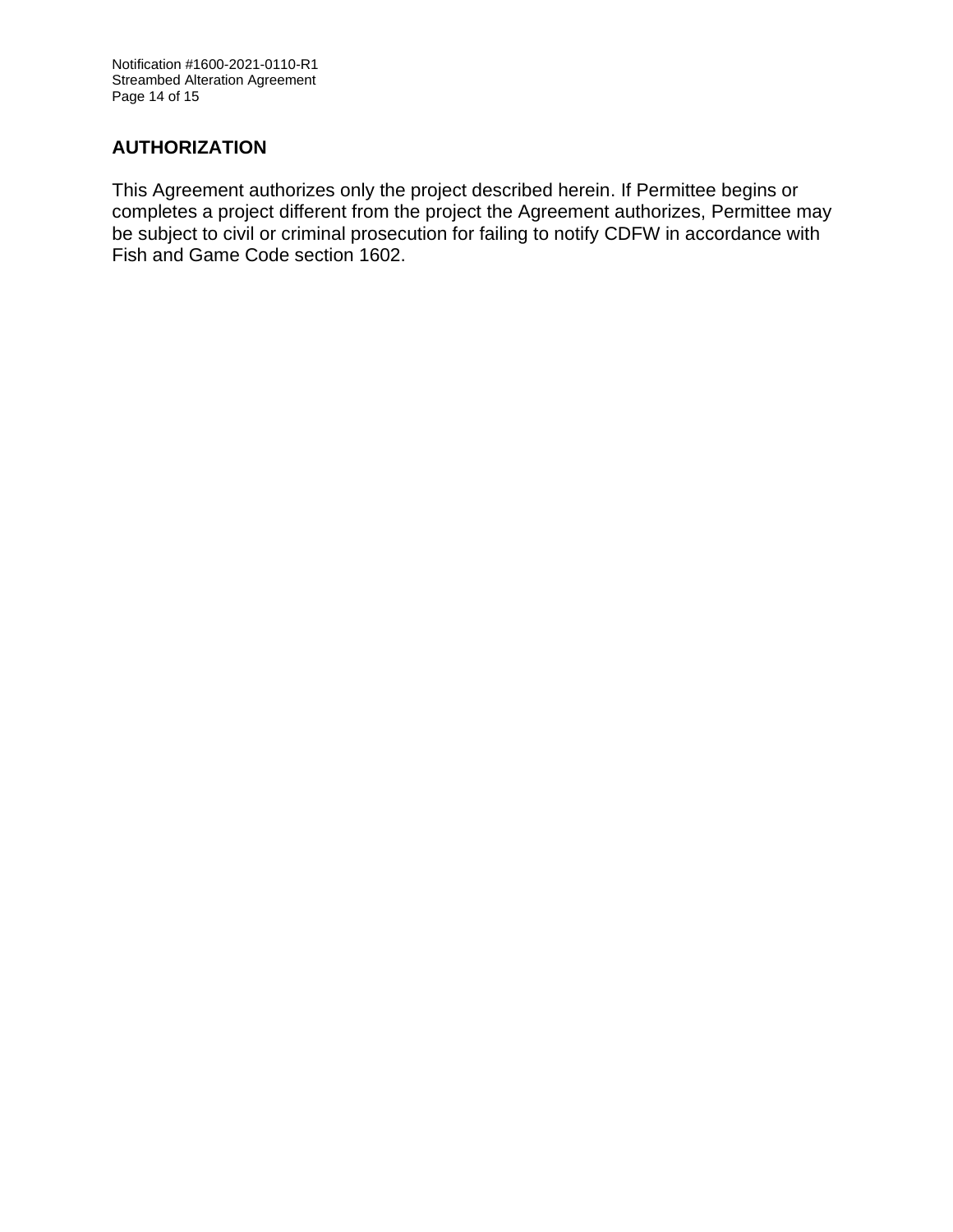## AUTHORIZATION

This Agreement authorizes only the project described herein. If Permittee begins or completes a project different from the project the Agreement authorizes, Permittee may be subject to civil or criminal prosecution for failing to notify CDFW in accordance with Fish and Game Code section 1602.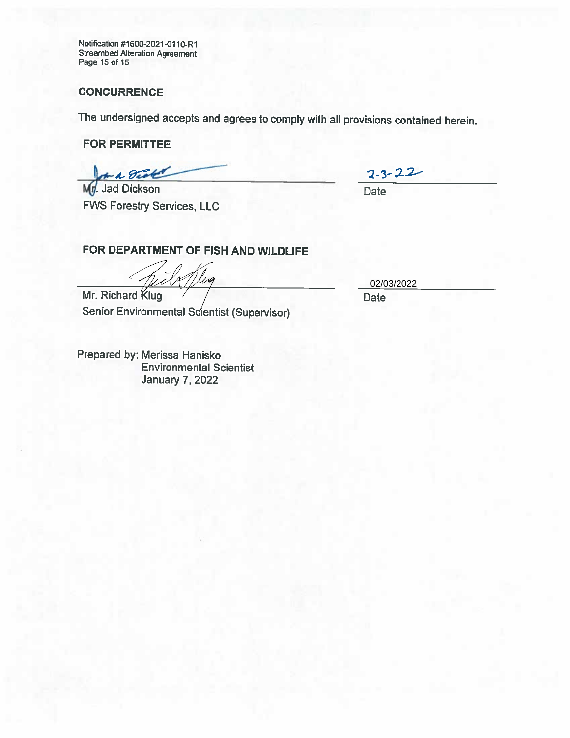## CONCURRENCE

The undersigned accepts and agrees to comply with all provisions contained herein.

**FOR PERMITTEE**

Mr. Jad Dickson
FWS Forestry Services, LLC

2-3-22
Date

**FOR DEPARTMENT OF FISH AND WILDLIFE**

Mr. Richard Klug
Senior Environmental Scientist (Supervisor)

02/03/2022
Date

Prepared by: Merissa Hanisko
Environmental Scientist
January 7, 2022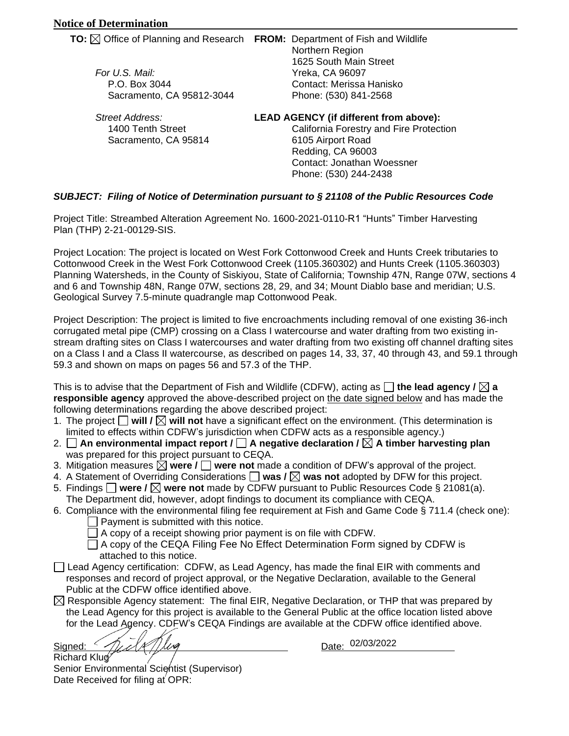**Notice of Determination**

**TO:** ☒ Office of Planning and Research

*For U.S. Mail:*
P.O. Box 3044
Sacramento, CA 95812-3044

*Street Address:*
1400 Tenth Street
Sacramento, CA 95814

**FROM:** Department of Fish and Wildlife
Northern Region
1625 South Main Street
Yreka, CA 96097
Contact: Merissa Hanisko
Phone: (530) 841-2568

**LEAD AGENCY (if different from above):**
California Forestry and Fire Protection
6105 Airport Road
Redding, CA 96003
Contact: Jonathan Woessner
Phone: (530) 244-2438

***SUBJECT: Filing of Notice of Determination pursuant to § 21108 of the Public Resources Code***

Project Title: Streambed Alteration Agreement No. 1600-2021-0110-R1 "Hunts" Timber Harvesting Plan (THP) 2-21-00129-SIS.

Project Location: The project is located on West Fork Cottonwood Creek and Hunts Creek tributaries to Cottonwood Creek in the West Fork Cottonwood Creek (1105.360302) and Hunts Creek (1105.360303) Planning Watersheds, in the County of Siskiyou, State of California; Township 47N, Range 07W, sections 4 and 6 and Township 48N, Range 07W, sections 28, 29, and 34; Mount Diablo base and meridian; U.S. Geological Survey 7.5-minute quadrangle map Cottonwood Peak.

Project Description: The project is limited to five encroachments including removal of one existing 36-inch corrugated metal pipe (CMP) crossing on a Class I watercourse and water drafting from two existing in-stream drafting sites on Class I watercourses and water drafting from two existing off channel drafting sites on a Class I and a Class II watercourse, as described on pages 14, 33, 37, 40 through 43, and 59.1 through 59.3 and shown on maps on pages 56 and 57.3 of the THP.

This is to advise that the Department of Fish and Wildlife (CDFW), acting as ☐ **the lead agency /** ☒ **a responsible agency** approved the above-described project on <u>the date signed below</u> and has made the following determinations regarding the above described project:

1. The project ☐ **will /** ☒ **will not** have a significant effect on the environment. (This determination is limited to effects within CDFW's jurisdiction when CDFW acts as a responsible agency.)
2. ☐ **An environmental impact report /** ☐ **A negative declaration /** ☒ **A timber harvesting plan** was prepared for this project pursuant to CEQA.
3. Mitigation measures ☒ **were /** ☐ **were not** made a condition of DFW's approval of the project.
4. A Statement of Overriding Considerations ☐ **was /** ☒ **was not** adopted by DFW for this project.
5. Findings ☐ **were /** ☒ **were not** made by CDFW pursuant to Public Resources Code § 21081(a). The Department did, however, adopt findings to document its compliance with CEQA.
6. Compliance with the environmental filing fee requirement at Fish and Game Code § 711.4 (check one):
   - ☐ Payment is submitted with this notice.
   - ☐ A copy of a receipt showing prior payment is on file with CDFW.
   - ☐ A copy of the CEQA Filing Fee No Effect Determination Form signed by CDFW is attached to this notice.

☐ Lead Agency certification: CDFW, as Lead Agency, has made the final EIR with comments and responses and record of project approval, or the Negative Declaration, available to the General Public at the CDFW office identified above.

☒ Responsible Agency statement: The final EIR, Negative Declaration, or THP that was prepared by the Lead Agency for this project is available to the General Public at the office location listed above for the Lead Agency. CDFW's CEQA Findings are available at the CDFW office identified above.

Signed: [signature] Date: 02/03/2022

Richard Klug
Senior Environmental Scientist (Supervisor)
Date Received for filing at OPR: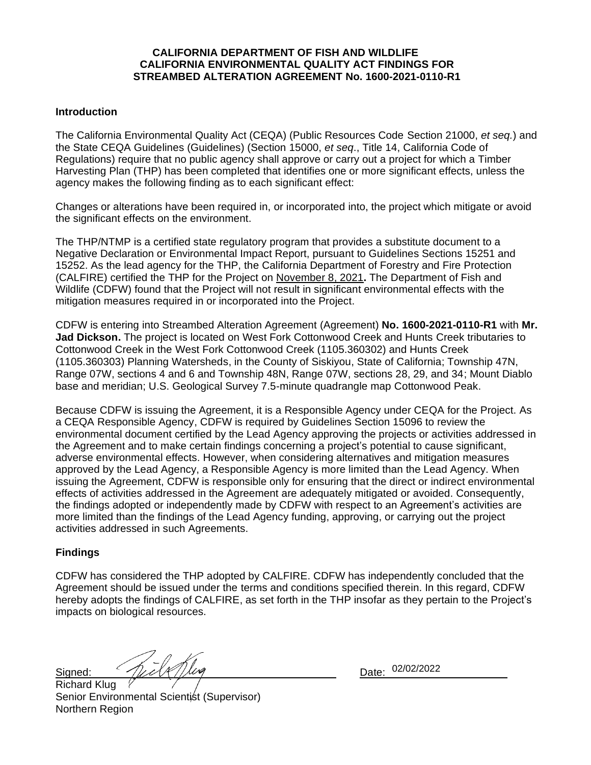**CALIFORNIA DEPARTMENT OF FISH AND WILDLIFE**
**CALIFORNIA ENVIRONMENTAL QUALITY ACT FINDINGS FOR STREAMBED ALTERATION AGREEMENT No. 1600-2021-0110-R1**

## Introduction

The California Environmental Quality Act (CEQA) (Public Resources Code Section 21000, *et seq.*) and the State CEQA Guidelines (Guidelines) (Section 15000, *et seq*., Title 14, California Code of Regulations) require that no public agency shall approve or carry out a project for which a Timber Harvesting Plan (THP) has been completed that identifies one or more significant effects, unless the agency makes the following finding as to each significant effect:

Changes or alterations have been required in, or incorporated into, the project which mitigate or avoid the significant effects on the environment.

The THP/NTMP is a certified state regulatory program that provides a substitute document to a Negative Declaration or Environmental Impact Report, pursuant to Guidelines Sections 15251 and 15252. As the lead agency for the THP, the California Department of Forestry and Fire Protection (CALFIRE) certified the THP for the Project on November 8, 2021**.** The Department of Fish and Wildlife (CDFW) found that the Project will not result in significant environmental effects with the mitigation measures required in or incorporated into the Project.

CDFW is entering into Streambed Alteration Agreement (Agreement) **No. 1600-2021-0110-R1** with **Mr. Jad Dickson.** The project is located on West Fork Cottonwood Creek and Hunts Creek tributaries to Cottonwood Creek in the West Fork Cottonwood Creek (1105.360302) and Hunts Creek (1105.360303) Planning Watersheds, in the County of Siskiyou, State of California; Township 47N, Range 07W, sections 4 and 6 and Township 48N, Range 07W, sections 28, 29, and 34; Mount Diablo base and meridian; U.S. Geological Survey 7.5-minute quadrangle map Cottonwood Peak.

Because CDFW is issuing the Agreement, it is a Responsible Agency under CEQA for the Project. As a CEQA Responsible Agency, CDFW is required by Guidelines Section 15096 to review the environmental document certified by the Lead Agency approving the projects or activities addressed in the Agreement and to make certain findings concerning a project's potential to cause significant, adverse environmental effects. However, when considering alternatives and mitigation measures approved by the Lead Agency, a Responsible Agency is more limited than the Lead Agency. When issuing the Agreement, CDFW is responsible only for ensuring that the direct or indirect environmental effects of activities addressed in the Agreement are adequately mitigated or avoided. Consequently, the findings adopted or independently made by CDFW with respect to an Agreement's activities are more limited than the findings of the Lead Agency funding, approving, or carrying out the project activities addressed in such Agreements.

## Findings

CDFW has considered the THP adopted by CALFIRE. CDFW has independently concluded that the Agreement should be issued under the terms and conditions specified therein. In this regard, CDFW hereby adopts the findings of CALFIRE, as set forth in the THP insofar as they pertain to the Project's impacts on biological resources.

Signed: ______________________ Date: 02/02/2022

Richard Klug
Senior Environmental Scientist (Supervisor)
Northern Region